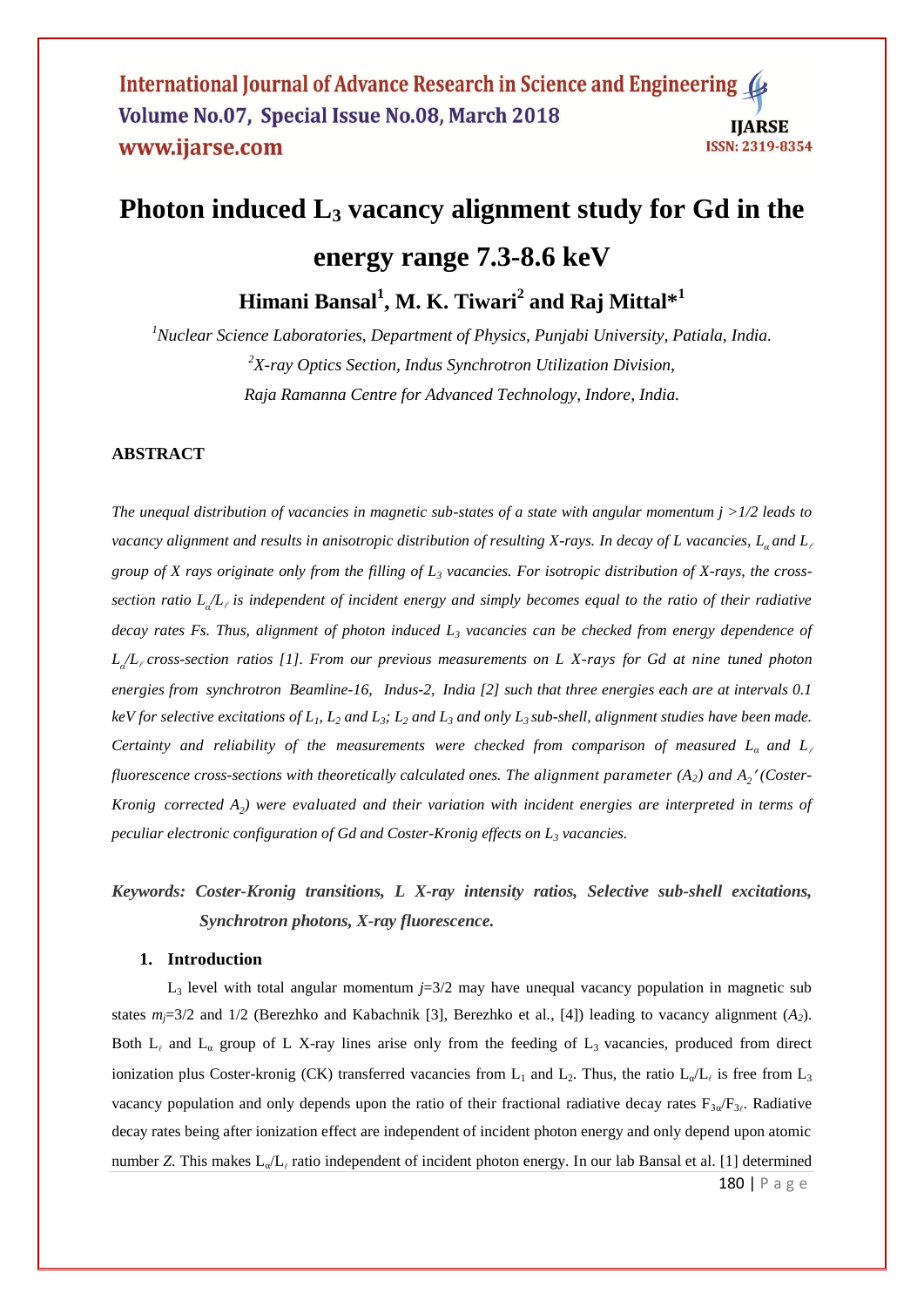# Photon induced $L_3$ vacancy alignment study for Gd in the energy range 7.3-8.6 keV

**Himani Bansal[1], M. K. Tiwari[2] and Raj Mittal*[1]**

*[1]Nuclear Science Laboratories, Department of Physics, Punjabi University, Patiala, India.*
*[2]X-ray Optics Section, Indus Synchrotron Utilization Division,*
*Raja Ramanna Centre for Advanced Technology, Indore, India.*

## ABSTRACT

*The unequal distribution of vacancies in magnetic sub-states of a state with angular momentum $j > 1/2$ leads to vacancy alignment and results in anisotropic distribution of resulting X-rays. In decay of L vacancies, $L_\alpha$ and $L_\ell$ group of X rays originate only from the filling of $L_3$ vacancies. For isotropic distribution of X-rays, the cross-section ratio $L_\alpha/L_\ell$ is independent of incident energy and simply becomes equal to the ratio of their radiative decay rates Fs. Thus, alignment of photon induced $L_3$ vacancies can be checked from energy dependence of $L_\alpha/L_\ell$ cross-section ratios [1]. From our previous measurements on L X-rays for Gd at nine tuned photon energies from synchrotron Beamline-16, Indus-2, India [2] such that three energies each are at intervals 0.1 keV for selective excitations of $L_1$, $L_2$ and $L_3$; $L_2$ and $L_3$ and only $L_3$ sub-shell, alignment studies have been made. Certainty and reliability of the measurements were checked from comparison of measured $L_\alpha$ and $L_\ell$ fluorescence cross-sections with theoretically calculated ones. The alignment parameter ($A_2$) and $A_2'$ (Coster-Kronig corrected $A_2$) were evaluated and their variation with incident energies are interpreted in terms of peculiar electronic configuration of Gd and Coster-Kronig effects on $L_3$ vacancies.*

***Keywords:** Coster-Kronig transitions, L X-ray intensity ratios, Selective sub-shell excitations, Synchrotron photons, X-ray fluorescence.*

## 1. Introduction

$L_3$ level with total angular momentum $j$=3/2 may have unequal vacancy population in magnetic sub states $m_j$=3/2 and 1/2 (Berezhko and Kabachnik [3], Berezhko et al., [4]) leading to vacancy alignment ($A_2$). Both $L_\ell$ and $L_\alpha$ group of L X-ray lines arise only from the feeding of $L_3$ vacancies, produced from direct ionization plus Coster-kronig (CK) transferred vacancies from $L_1$ and $L_2$. Thus, the ratio $L_\alpha/L_\ell$ is free from $L_3$ vacancy population and only depends upon the ratio of their fractional radiative decay rates $F_{3\alpha}/F_{3\ell}$. Radiative decay rates being after ionization effect are independent of incident photon energy and only depend upon atomic number $Z$. This makes $L_\alpha/L_\ell$ ratio independent of incident photon energy. In our lab Bansal et al. [1] determined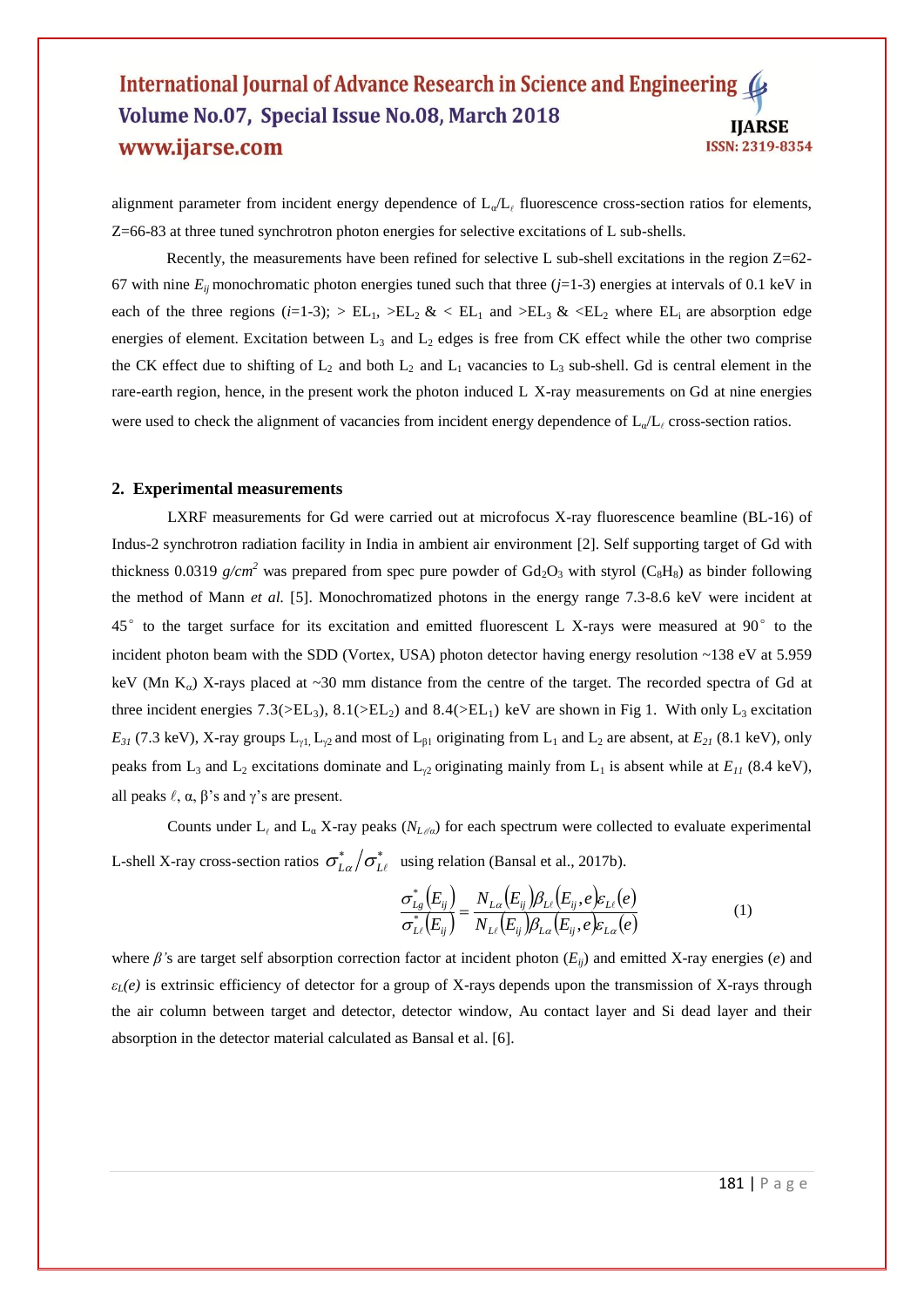alignment parameter from incident energy dependence of $L_\alpha/L_\ell$ fluorescence cross-section ratios for elements, Z=66-83 at three tuned synchrotron photon energies for selective excitations of L sub-shells.

Recently, the measurements have been refined for selective L sub-shell excitations in the region Z=62-67 with nine $E_{ij}$ monochromatic photon energies tuned such that three ($j$=1-3) energies at intervals of 0.1 keV in each of the three regions ($i$=1-3); > $EL_1$, >$EL_2$ & < $EL_1$ and >$EL_3$ & <$EL_2$ where $EL_i$ are absorption edge energies of element. Excitation between $L_3$ and $L_2$ edges is free from CK effect while the other two comprise the CK effect due to shifting of $L_2$ and both $L_2$ and $L_1$ vacancies to $L_3$ sub-shell. Gd is central element in the rare-earth region, hence, in the present work the photon induced L X-ray measurements on Gd at nine energies were used to check the alignment of vacancies from incident energy dependence of $L_\alpha/L_\ell$ cross-section ratios.

## 2. Experimental measurements

LXRF measurements for Gd were carried out at microfocus X-ray fluorescence beamline (BL-16) of Indus-2 synchrotron radiation facility in India in ambient air environment [2]. Self supporting target of Gd with thickness 0.0319 $g/cm^2$ was prepared from spec pure powder of $Gd_2O_3$ with styrol ($C_8H_8$) as binder following the method of Mann *et al.* [5]. Monochromatized photons in the energy range 7.3-8.6 keV were incident at 45° to the target surface for its excitation and emitted fluorescent L X-rays were measured at 90° to the incident photon beam with the SDD (Vortex, USA) photon detector having energy resolution ~138 eV at 5.959 keV (Mn $K_\alpha$) X-rays placed at ~30 mm distance from the centre of the target. The recorded spectra of Gd at three incident energies 7.3(>$EL_3$), 8.1(>$EL_2$) and 8.4(>$EL_1$) keV are shown in Fig 1. With only $L_3$ excitation $E_{31}$ (7.3 keV), X-ray groups $L_{\gamma1}$, $L_{\gamma2}$ and most of $L_{\beta1}$ originating from $L_1$ and $L_2$ are absent, at $E_{21}$ (8.1 keV), only peaks from $L_3$ and $L_2$ excitations dominate and $L_{\gamma2}$ originating mainly from $L_1$ is absent while at $E_{11}$ (8.4 keV), all peaks $\ell$, α, β's and γ's are present.

Counts under $L_\ell$ and $L_\alpha$ X-ray peaks ($N_{L\ell/\alpha}$) for each spectrum were collected to evaluate experimental L-shell X-ray cross-section ratios $\sigma^*_{L\alpha}/\sigma^*_{L\ell}$ using relation (Bansal et al., 2017b).

$$\frac{\sigma^*_{Lg}(E_{ij})}{\sigma^*_{L\ell}(E_{ij})} = \frac{N_{L\alpha}(E_{ij})\beta_{L\ell}(E_{ij},e)\varepsilon_{L\ell}(e)}{N_{L\ell}(E_{ij})\beta_{L\alpha}(E_{ij},e)\varepsilon_{L\alpha}(e)} \tag{1}$$

where *β's* are target self absorption correction factor at incident photon ($E_{ij}$) and emitted X-ray energies ($e$) and $\varepsilon_L(e)$ is extrinsic efficiency of detector for a group of X-rays depends upon the transmission of X-rays through the air column between target and detector, detector window, Au contact layer and Si dead layer and their absorption in the detector material calculated as Bansal et al. [6].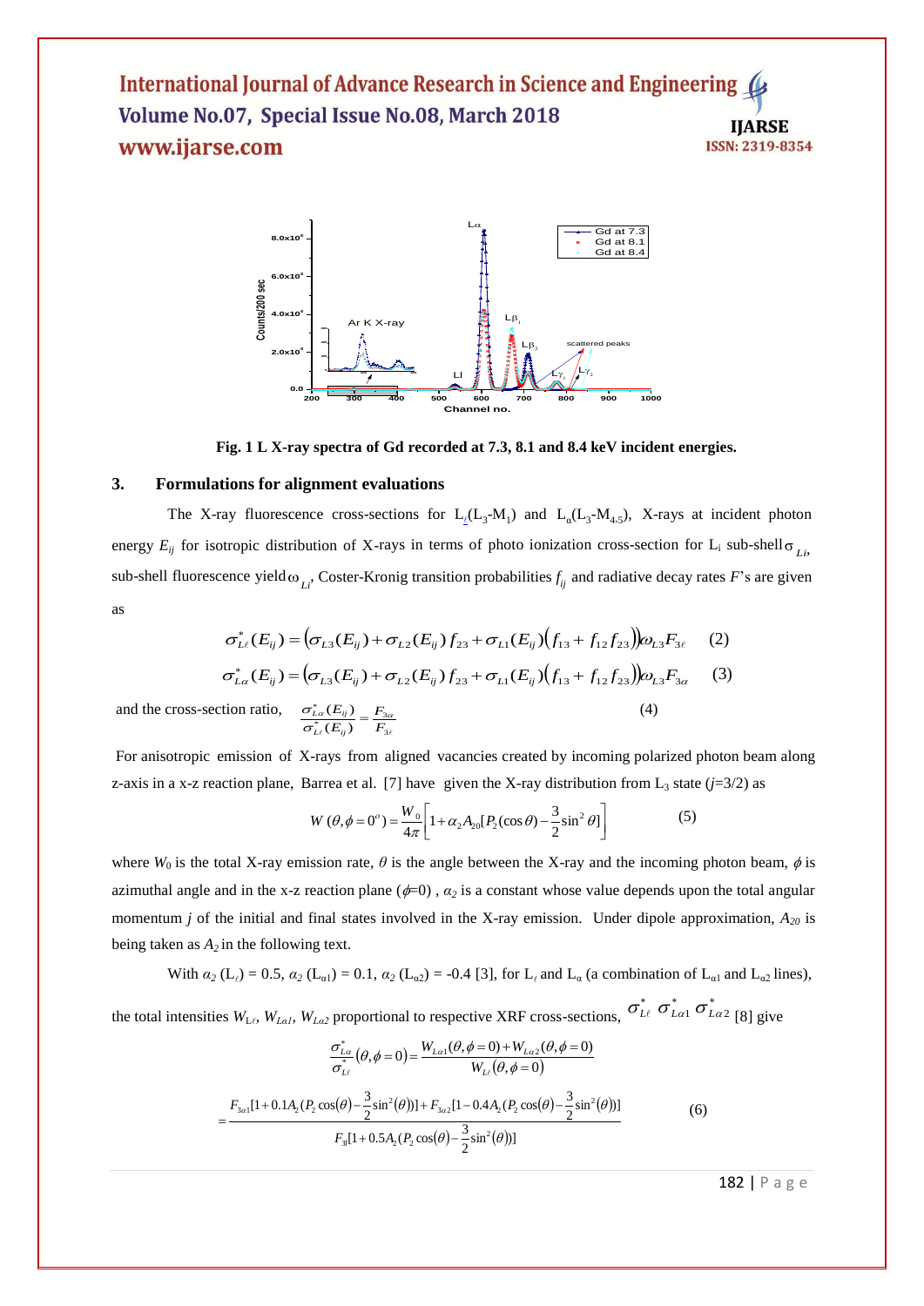Fig. 1 L X-ray spectra of Gd recorded at 7.3, 8.1 and 8.4 keV incident energies.

### 3. Formulations for alignment evaluations

The X-ray fluorescence cross-sections for $L_\ell(L_3\text{-}M_1)$ and $L_\alpha(L_3\text{-}M_{4,5})$, X-rays at incident photon energy $E_{ij}$ for isotropic distribution of X-rays in terms of photo ionization cross-section for $L_i$ sub-shell $\sigma_{Li}$, sub-shell fluorescence yield $\omega_{Li}$, Coster-Kronig transition probabilities $f_{ij}$ and radiative decay rates $F$'s are given as

$$\sigma^*_{L\ell}(E_{ij}) = \left(\sigma_{L3}(E_{ij}) + \sigma_{L2}(E_{ij})\, f_{23} + \sigma_{L1}(E_{ij})\left(f_{13} + f_{12} f_{23}\right)\right)\omega_{L3} F_{3\ell} \quad (2)$$

$$\sigma^*_{L\alpha}(E_{ij}) = \left(\sigma_{L3}(E_{ij}) + \sigma_{L2}(E_{ij})\, f_{23} + \sigma_{L1}(E_{ij})\left(f_{13} + f_{12} f_{23}\right)\right)\omega_{L3} F_{3\alpha} \quad (3)$$

and the cross-section ratio, $\dfrac{\sigma^*_{L\alpha}(E_{ij})}{\sigma^*_{L\ell}(E_{ij})} = \dfrac{F_{3\alpha}}{F_{3\ell}}$ (4)

For anisotropic emission of X-rays from aligned vacancies created by incoming polarized photon beam along z-axis in a x-z reaction plane, Barrea et al. [7] have given the X-ray distribution from $L_3$ state ($j$=3/2) as

$$W(\theta, \phi = 0^o) = \frac{W_0}{4\pi}\left[1 + \alpha_2 A_{20}[P_2(\cos\theta) - \frac{3}{2}\sin^2\theta]\right] \quad (5)$$

where $W_0$ is the total X-ray emission rate, $\theta$ is the angle between the X-ray and the incoming photon beam, $\phi$ is azimuthal angle and in the x-z reaction plane ($\phi$=0) , $\alpha_2$ is a constant whose value depends upon the total angular momentum $j$ of the initial and final states involved in the X-ray emission. Under dipole approximation, $A_{20}$ is being taken as $A_2$ in the following text.

With $\alpha_2$ ($L_\ell$) = 0.5, $\alpha_2$ ($L_{\alpha1}$) = 0.1, $\alpha_2$ ($L_{\alpha2}$) = -0.4 [3], for $L_\ell$ and $L_\alpha$ (a combination of $L_{\alpha1}$ and $L_{\alpha2}$ lines), the total intensities $W_{L\ell}$, $W_{L\alpha1}$, $W_{L\alpha2}$ proportional to respective XRF cross-sections, $\sigma^*_{L\ell}$ $\sigma^*_{L\alpha1}$ $\sigma^*_{L\alpha2}$ [8] give

$$\frac{\sigma^*_{L\alpha}}{\sigma^*_{L\ell}}(\theta, \phi = 0) = \frac{W_{L\alpha1}(\theta, \phi = 0) + W_{L\alpha2}(\theta, \phi = 0)}{W_{L\ell}(\theta, \phi = 0)}$$

$$= \frac{F_{3\alpha1}[1 + 0.1A_2(P_2\cos(\theta) - \frac{3}{2}\sin^2(\theta))] + F_{3\alpha2}[1 - 0.4A_2(P_2\cos(\theta) - \frac{3}{2}\sin^2(\theta))]}{F_{3l}[1 + 0.5A_2(P_2\cos(\theta) - \frac{3}{2}\sin^2(\theta))]} \quad (6)$$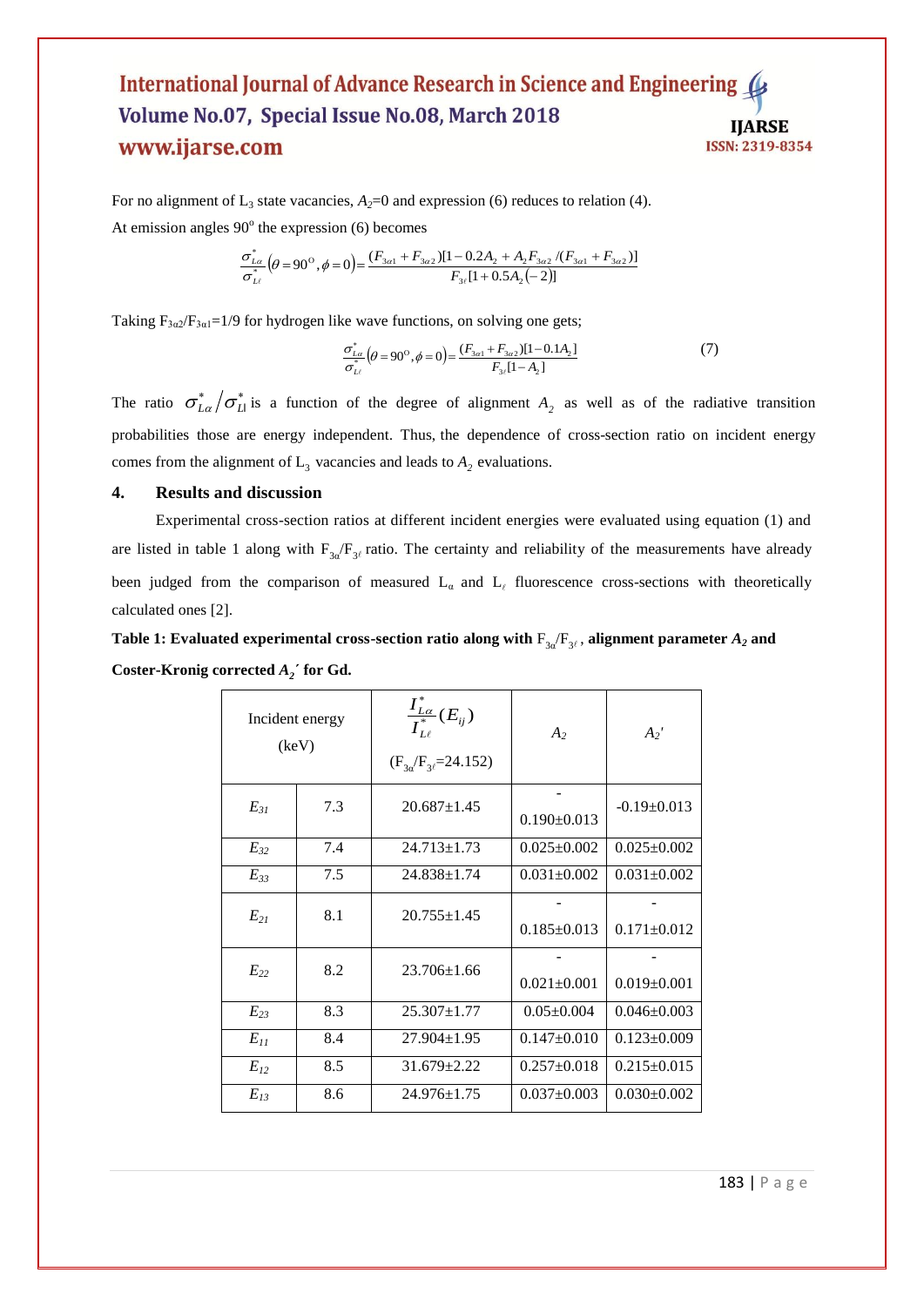For no alignment of $L_3$ state vacancies, $A_2$=0 and expression (6) reduces to relation (4).

At emission angles 90$^o$ the expression (6) becomes

$$\frac{\sigma^*_{L\alpha}}{\sigma^*_{L\ell}}\left(\theta=90^{\circ},\phi=0\right)=\frac{(F_{3\alpha1}+F_{3\alpha2})[1-0.2A_2+A_2F_{3\alpha2}/(F_{3\alpha1}+F_{3\alpha2})]}{F_{3\ell}[1+0.5A_2(-2)]}$$

Taking $F_{3\alpha2}/F_{3\alpha1}$=1/9 for hydrogen like wave functions, on solving one gets;

$$\frac{\sigma^*_{L\alpha}}{\sigma^*_{L\ell}}\left(\theta=90^{\circ},\phi=0\right)=\frac{(F_{3\alpha1}+F_{3\alpha2})[1-0.1A_2]}{F_{3\ell}[1-A_2]} \tag{7}$$

The ratio $\sigma^*_{L\alpha}/\sigma^*_{Ll}$ is a function of the degree of alignment $A_2$ as well as of the radiative transition probabilities those are energy independent. Thus, the dependence of cross-section ratio on incident energy comes from the alignment of $L_3$ vacancies and leads to $A_2$ evaluations.

## 4. Results and discussion

Experimental cross-section ratios at different incident energies were evaluated using equation (1) and are listed in table 1 along with $F_{3\alpha}/F_{3\ell}$ ratio. The certainty and reliability of the measurements have already been judged from the comparison of measured $L_\alpha$ and $L_\ell$ fluorescence cross-sections with theoretically calculated ones [2].

**Table 1: Evaluated experimental cross-section ratio along with $F_{3\alpha}/F_{3\ell}$, alignment parameter $A_2$ and Coster-Kronig corrected $A_2'$ for Gd.**

| Incident energy (keV) | | $\frac{I^*_{L\alpha}}{I^*_{L\ell}}(E_{ij})$ ($F_{3\alpha}/F_{3\ell}$=24.152) | $A_2$ | $A_2'$ |
|---|---|---|---|---|
| $E_{31}$ | 7.3 | 20.687±1.45 | -0.190±0.013 | -0.19±0.013 |
| $E_{32}$ | 7.4 | 24.713±1.73 | 0.025±0.002 | 0.025±0.002 |
| $E_{33}$ | 7.5 | 24.838±1.74 | 0.031±0.002 | 0.031±0.002 |
| $E_{21}$ | 8.1 | 20.755±1.45 | -0.185±0.013 | -0.171±0.012 |
| $E_{22}$ | 8.2 | 23.706±1.66 | -0.021±0.001 | -0.019±0.001 |
| $E_{23}$ | 8.3 | 25.307±1.77 | 0.05±0.004 | 0.046±0.003 |
| $E_{11}$ | 8.4 | 27.904±1.95 | 0.147±0.010 | 0.123±0.009 |
| $E_{12}$ | 8.5 | 31.679±2.22 | 0.257±0.018 | 0.215±0.015 |
| $E_{13}$ | 8.6 | 24.976±1.75 | 0.037±0.003 | 0.030±0.002 |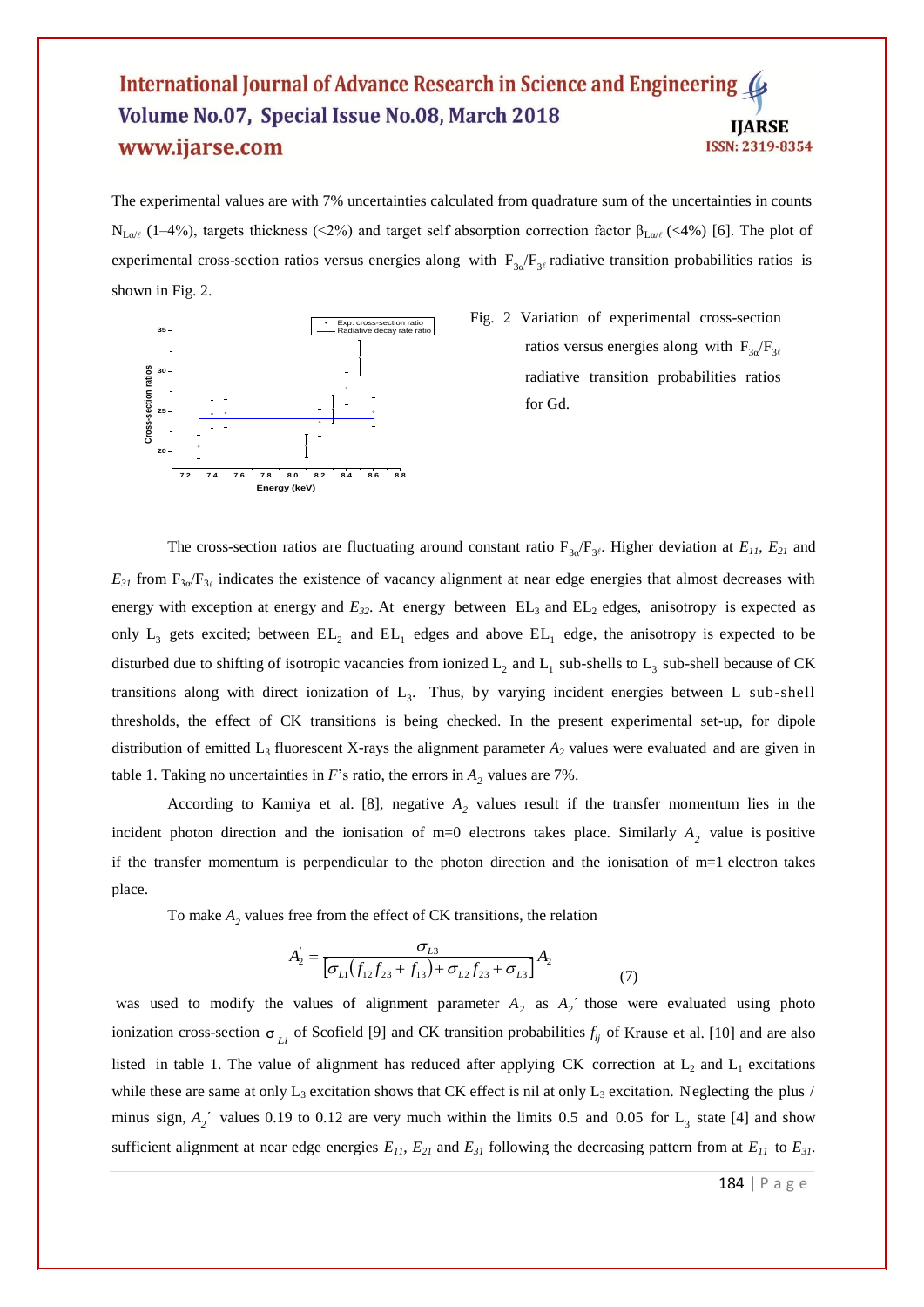The experimental values are with 7% uncertainties calculated from quadrature sum of the uncertainties in counts $N_{L\alpha/\ell}$ (1–4%), targets thickness (<2%) and target self absorption correction factor $\beta_{L\alpha/\ell}$ (<4%) [6]. The plot of experimental cross-section ratios versus energies along with $F_{3\alpha}/F_{3\ell}$ radiative transition probabilities ratios is shown in Fig. 2.

Fig. 2 Variation of experimental cross-section ratios versus energies along with $F_{3\alpha}/F_{3\ell}$ radiative transition probabilities ratios for Gd.

The cross-section ratios are fluctuating around constant ratio $F_{3\alpha}/F_{3\ell}$. Higher deviation at $E_{11}$, $E_{21}$ and $E_{31}$ from $F_{3\alpha}/F_{3\ell}$ indicates the existence of vacancy alignment at near edge energies that almost decreases with energy with exception at energy and $E_{32}$. At energy between $EL_3$ and $EL_2$ edges, anisotropy is expected as only $L_3$ gets excited; between $EL_2$ and $EL_1$ edges and above $EL_1$ edge, the anisotropy is expected to be disturbed due to shifting of isotropic vacancies from ionized $L_2$ and $L_1$ sub-shells to $L_3$ sub-shell because of CK transitions along with direct ionization of $L_3$. Thus, by varying incident energies between L sub-shell thresholds, the effect of CK transitions is being checked. In the present experimental set-up, for dipole distribution of emitted $L_3$ fluorescent X-rays the alignment parameter $A_2$ values were evaluated and are given in table 1. Taking no uncertainties in $F$'s ratio, the errors in $A_2$ values are 7%.

According to Kamiya et al. [8], negative $A_2$ values result if the transfer momentum lies in the incident photon direction and the ionisation of m=0 electrons takes place. Similarly $A_2$ value is positive if the transfer momentum is perpendicular to the photon direction and the ionisation of m=1 electron takes place.

To make $A_2$ values free from the effect of CK transitions, the relation

$$A_2^{'} = \frac{\sigma_{L3}}{\left[\sigma_{L1}\left(f_{12}f_{23} + f_{13}\right) + \sigma_{L2}f_{23} + \sigma_{L3}\right]}A_2 \tag{7}$$

was used to modify the values of alignment parameter $A_2$ as $A_2'$ those were evaluated using photo ionization cross-section $\sigma_{Li}$ of Scofield [9] and CK transition probabilities $f_{ij}$ of Krause et al. [10] and are also listed in table 1. The value of alignment has reduced after applying CK correction at $L_2$ and $L_1$ excitations while these are same at only $L_3$ excitation shows that CK effect is nil at only $L_3$ excitation. Neglecting the plus / minus sign, $A_2'$ values 0.19 to 0.12 are very much within the limits 0.5 and 0.05 for $L_3$ state [4] and show sufficient alignment at near edge energies $E_{11}$, $E_{21}$ and $E_{31}$ following the decreasing pattern from at $E_{11}$ to $E_{31}$.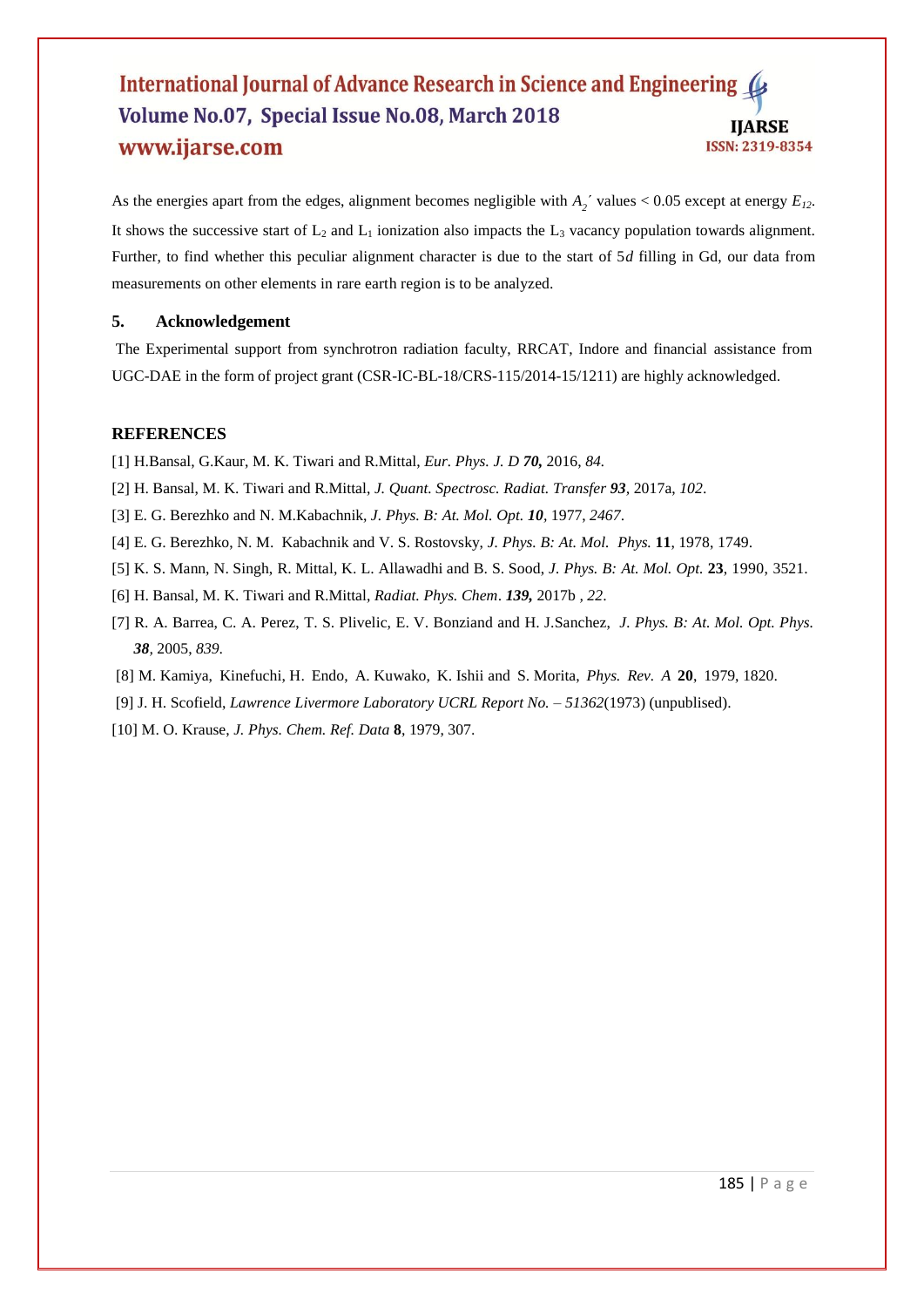As the energies apart from the edges, alignment becomes negligible with $A_2'$ values < 0.05 except at energy $E_{12}$. It shows the successive start of $L_2$ and $L_1$ ionization also impacts the $L_3$ vacancy population towards alignment. Further, to find whether this peculiar alignment character is due to the start of 5*d* filling in Gd, our data from measurements on other elements in rare earth region is to be analyzed.

## 5. Acknowledgement

The Experimental support from synchrotron radiation faculty, RRCAT, Indore and financial assistance from UGC-DAE in the form of project grant (CSR-IC-BL-18/CRS-115/2014-15/1211) are highly acknowledged.

## REFERENCES

[1] H.Bansal, G.Kaur, M. K. Tiwari and R.Mittal, *Eur. Phys. J. D* ***70,*** 2016, *84.*

[2] H. Bansal, M. K. Tiwari and R.Mittal, *J. Quant. Spectrosc. Radiat. Transfer* ***93***, 2017a, *102*.

[3] E. G. Berezhko and N. M.Kabachnik, *J. Phys. B: At. Mol. Opt.* ***10***, 1977, *2467*.

[4] E. G. Berezhko, N. M. Kabachnik and V. S. Rostovsky, *J. Phys. B: At. Mol. Phys.* **11**, 1978, 1749.

[5] K. S. Mann, N. Singh, R. Mittal, K. L. Allawadhi and B. S. Sood, *J. Phys. B: At. Mol. Opt.* **23**, 1990, 3521.

[6] H. Bansal, M. K. Tiwari and R.Mittal, *Radiat. Phys. Chem*. ***139,*** 2017b *, 22*.

[7] R. A. Barrea, C. A. Perez, T. S. Plivelic, E. V. Bonziand and H. J.Sanchez, *J. Phys. B: At. Mol. Opt. Phys.* ***38***, 2005, *839*.

[8] M. Kamiya, Kinefuchi, H. Endo, A. Kuwako, K. Ishii and S. Morita, *Phys. Rev. A* **20**, 1979, 1820.

[9] J. H. Scofield, *Lawrence Livermore Laboratory UCRL Report No. – 51362*(1973) (unpublised).

[10] M. O. Krause, *J. Phys. Chem. Ref. Data* **8**, 1979, 307.